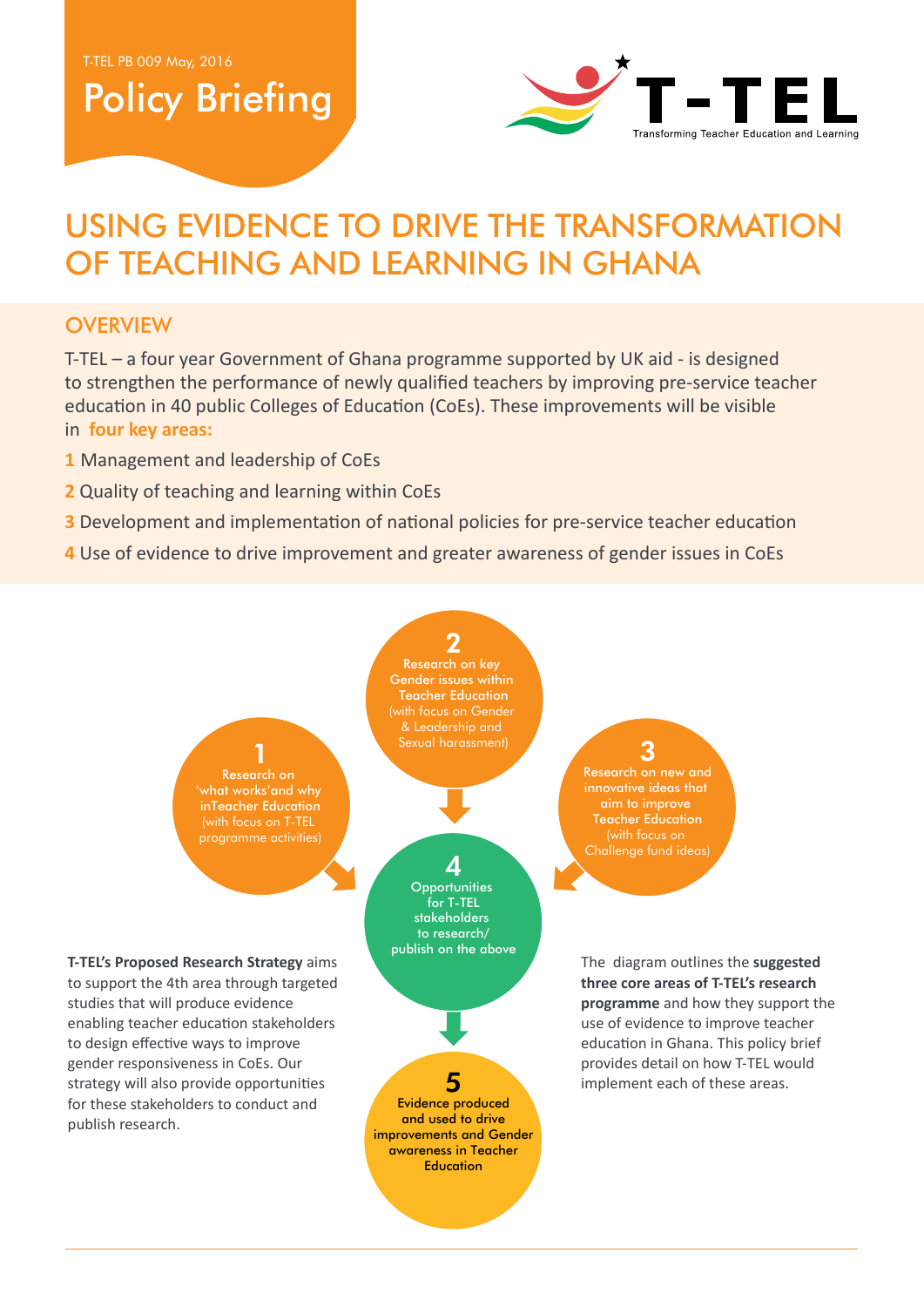T-TEL PB 009 May, 2016

# Policy Briefing

T-TEL
Transforming Teacher Education and Learning

# USING EVIDENCE TO DRIVE THE TRANSFORMATION OF TEACHING AND LEARNING IN GHANA

## OVERVIEW

T-TEL – a four year Government of Ghana programme supported by UK aid - is designed to strengthen the performance of newly qualified teachers by improving pre-service teacher education in 40 public Colleges of Education (CoEs). These improvements will be visible in **four key areas:**

1 Management and leadership of CoEs

2 Quality of teaching and learning within CoEs

3 Development and implementation of national policies for pre-service teacher education

4 Use of evidence to drive improvement and greater awareness of gender issues in CoEs

**1** Research on 'what works'and why inTeacher Education (with focus on T-TEL programme activities)

**2** Research on key Gender issues within Teacher Education (with focus on Gender & Leadership and Sexual harassment)

**3** Research on new and innovative ideas that aim to improve Teacher Education (with focus on Challenge fund ideas)

**4** Opportunities for T-TEL stakeholders to research/ publish on the above

**5** Evidence produced and used to drive improvements and Gender awareness in Teacher Education

**T-TEL's Proposed Research Strategy** aims to support the 4th area through targeted studies that will produce evidence enabling teacher education stakeholders to design effective ways to improve gender responsiveness in CoEs. Our strategy will also provide opportunities for these stakeholders to conduct and publish research.

The diagram outlines the **suggested three core areas of T-TEL's research programme** and how they support the use of evidence to improve teacher education in Ghana. This policy brief provides detail on how T-TEL would implement each of these areas.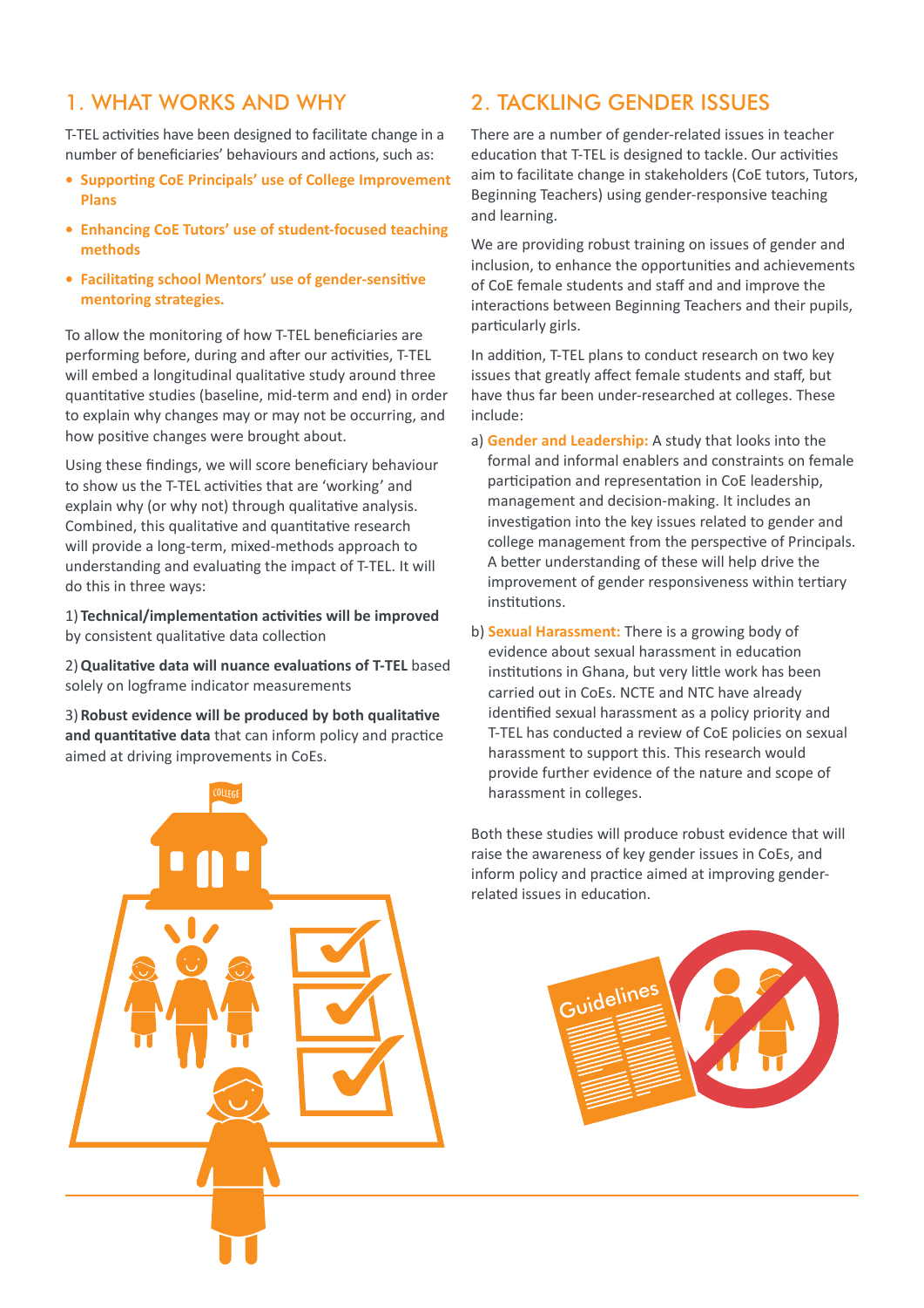## 1. WHAT WORKS AND WHY

T-TEL activities have been designed to facilitate change in a number of beneficiaries' behaviours and actions, such as:

- **Supporting CoE Principals' use of College Improvement Plans**
- **Enhancing CoE Tutors' use of student-focused teaching methods**
- **Facilitating school Mentors' use of gender-sensitive mentoring strategies.**

To allow the monitoring of how T-TEL beneficiaries are performing before, during and after our activities, T-TEL will embed a longitudinal qualitative study around three quantitative studies (baseline, mid-term and end) in order to explain why changes may or may not be occurring, and how positive changes were brought about.

Using these findings, we will score beneficiary behaviour to show us the T-TEL activities that are 'working' and explain why (or why not) through qualitative analysis. Combined, this qualitative and quantitative research will provide a long-term, mixed-methods approach to understanding and evaluating the impact of T-TEL. It will do this in three ways:

1) **Technical/implementation activities will be improved** by consistent qualitative data collection

2) **Qualitative data will nuance evaluations of T-TEL** based solely on logframe indicator measurements

3) **Robust evidence will be produced by both qualitative and quantitative data** that can inform policy and practice aimed at driving improvements in CoEs.

## 2. TACKLING GENDER ISSUES

There are a number of gender-related issues in teacher education that T-TEL is designed to tackle. Our activities aim to facilitate change in stakeholders (CoE tutors, Tutors, Beginning Teachers) using gender-responsive teaching and learning.

We are providing robust training on issues of gender and inclusion, to enhance the opportunities and achievements of CoE female students and staff and and improve the interactions between Beginning Teachers and their pupils, particularly girls.

In addition, T-TEL plans to conduct research on two key issues that greatly affect female students and staff, but have thus far been under-researched at colleges. These include:

a) **Gender and Leadership:** A study that looks into the formal and informal enablers and constraints on female participation and representation in CoE leadership, management and decision-making. It includes an investigation into the key issues related to gender and college management from the perspective of Principals. A better understanding of these will help drive the improvement of gender responsiveness within tertiary institutions.

b) **Sexual Harassment:** There is a growing body of evidence about sexual harassment in education institutions in Ghana, but very little work has been carried out in CoEs. NCTE and NTC have already identified sexual harassment as a policy priority and T-TEL has conducted a review of CoE policies on sexual harassment to support this. This research would provide further evidence of the nature and scope of harassment in colleges.

Both these studies will produce robust evidence that will raise the awareness of key gender issues in CoEs, and inform policy and practice aimed at improving gender-related issues in education.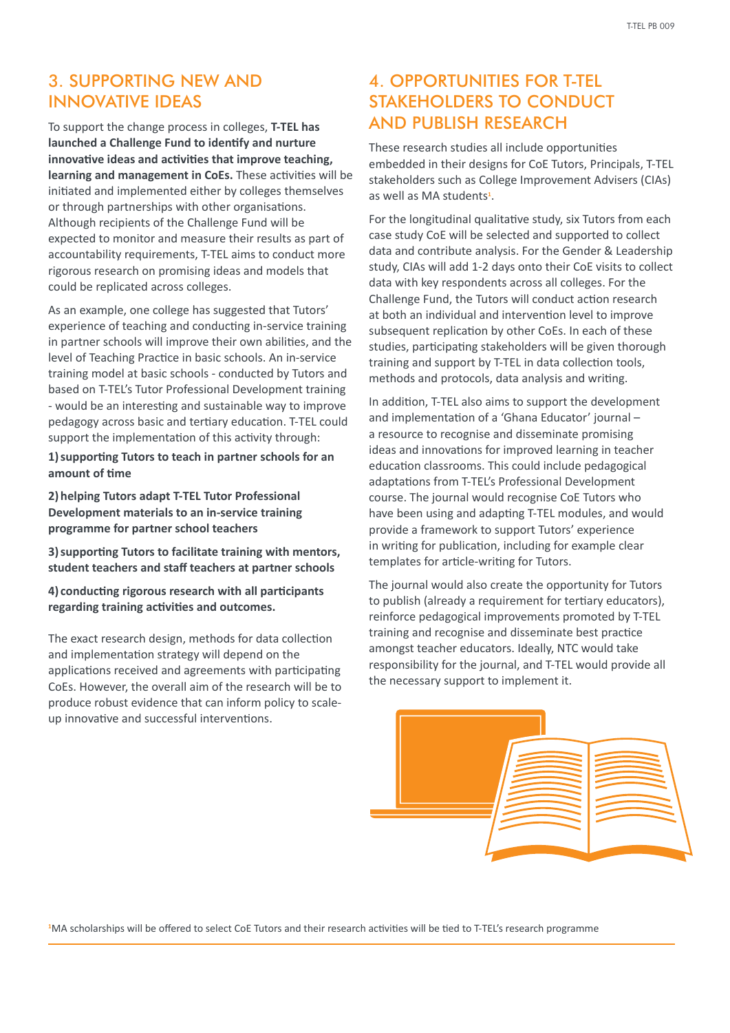## 3. SUPPORTING NEW AND INNOVATIVE IDEAS

To support the change process in colleges, **T-TEL has launched a Challenge Fund to identify and nurture innovative ideas and activities that improve teaching, learning and management in CoEs.** These activities will be initiated and implemented either by colleges themselves or through partnerships with other organisations. Although recipients of the Challenge Fund will be expected to monitor and measure their results as part of accountability requirements, T-TEL aims to conduct more rigorous research on promising ideas and models that could be replicated across colleges.

As an example, one college has suggested that Tutors' experience of teaching and conducting in-service training in partner schools will improve their own abilities, and the level of Teaching Practice in basic schools. An in-service training model at basic schools - conducted by Tutors and based on T-TEL's Tutor Professional Development training - would be an interesting and sustainable way to improve pedagogy across basic and tertiary education. T-TEL could support the implementation of this activity through:

**1) supporting Tutors to teach in partner schools for an amount of time**

**2) helping Tutors adapt T-TEL Tutor Professional Development materials to an in-service training programme for partner school teachers**

**3) supporting Tutors to facilitate training with mentors, student teachers and staff teachers at partner schools**

**4) conducting rigorous research with all participants regarding training activities and outcomes.**

The exact research design, methods for data collection and implementation strategy will depend on the applications received and agreements with participating CoEs. However, the overall aim of the research will be to produce robust evidence that can inform policy to scale-up innovative and successful interventions.

## 4. OPPORTUNITIES FOR T-TEL STAKEHOLDERS TO CONDUCT AND PUBLISH RESEARCH

These research studies all include opportunities embedded in their designs for CoE Tutors, Principals, T-TEL stakeholders such as College Improvement Advisers (CIAs) as well as MA students[1].

For the longitudinal qualitative study, six Tutors from each case study CoE will be selected and supported to collect data and contribute analysis. For the Gender & Leadership study, CIAs will add 1-2 days onto their CoE visits to collect data with key respondents across all colleges. For the Challenge Fund, the Tutors will conduct action research at both an individual and intervention level to improve subsequent replication by other CoEs. In each of these studies, participating stakeholders will be given thorough training and support by T-TEL in data collection tools, methods and protocols, data analysis and writing.

In addition, T-TEL also aims to support the development and implementation of a 'Ghana Educator' journal – a resource to recognise and disseminate promising ideas and innovations for improved learning in teacher education classrooms. This could include pedagogical adaptations from T-TEL's Professional Development course. The journal would recognise CoE Tutors who have been using and adapting T-TEL modules, and would provide a framework to support Tutors' experience in writing for publication, including for example clear templates for article-writing for Tutors.

The journal would also create the opportunity for Tutors to publish (already a requirement for tertiary educators), reinforce pedagogical improvements promoted by T-TEL training and recognise and disseminate best practice amongst teacher educators. Ideally, NTC would take responsibility for the journal, and T-TEL would provide all the necessary support to implement it.

[1] MA scholarships will be offered to select CoE Tutors and their research activities will be tied to T-TEL's research programme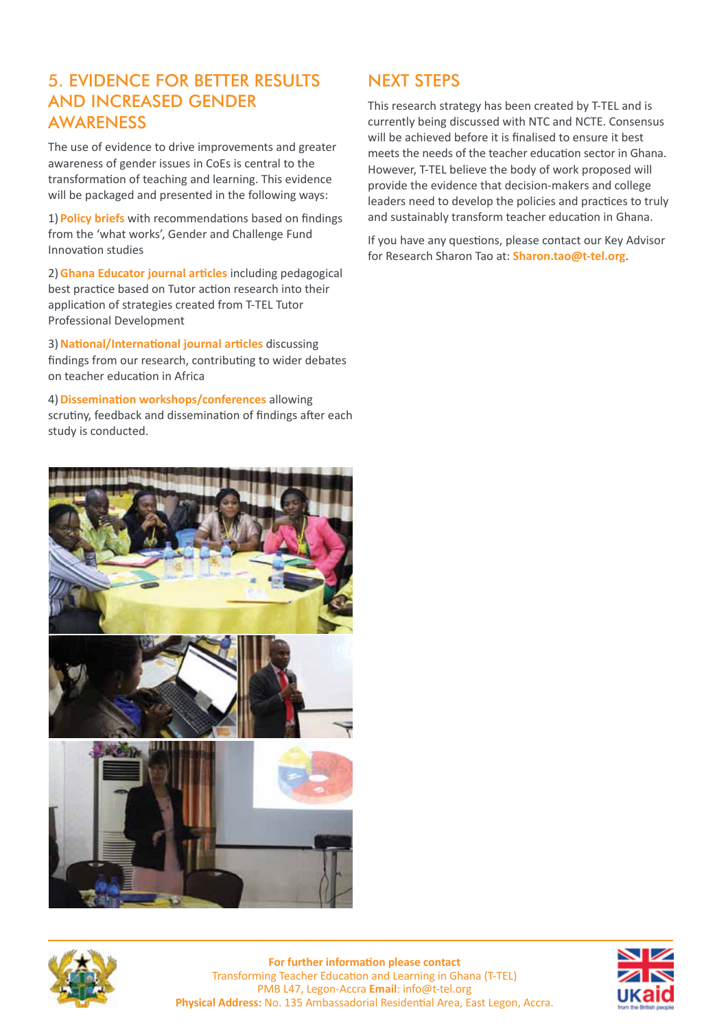## 5. EVIDENCE FOR BETTER RESULTS AND INCREASED GENDER AWARENESS

The use of evidence to drive improvements and greater awareness of gender issues in CoEs is central to the transformation of teaching and learning. This evidence will be packaged and presented in the following ways:

1) **Policy briefs** with recommendations based on findings from the 'what works', Gender and Challenge Fund Innovation studies

2) **Ghana Educator journal articles** including pedagogical best practice based on Tutor action research into their application of strategies created from T-TEL Tutor Professional Development

3) **National/International journal articles** discussing findings from our research, contributing to wider debates on teacher education in Africa

4) **Dissemination workshops/conferences** allowing scrutiny, feedback and dissemination of findings after each study is conducted.

## NEXT STEPS

This research strategy has been created by T-TEL and is currently being discussed with NTC and NCTE. Consensus will be achieved before it is finalised to ensure it best meets the needs of the teacher education sector in Ghana. However, T-TEL believe the body of work proposed will provide the evidence that decision-makers and college leaders need to develop the policies and practices to truly and sustainably transform teacher education in Ghana.

If you have any questions, please contact our Key Advisor for Research Sharon Tao at: **Sharon.tao@t-tel.org**.

**For further information please contact**
Transforming Teacher Education and Learning in Ghana (T-TEL)
PMB L47, Legon-Accra **Email**: info@t-tel.org
**Physical Address:** No. 135 Ambassadorial Residential Area, East Legon, Accra.